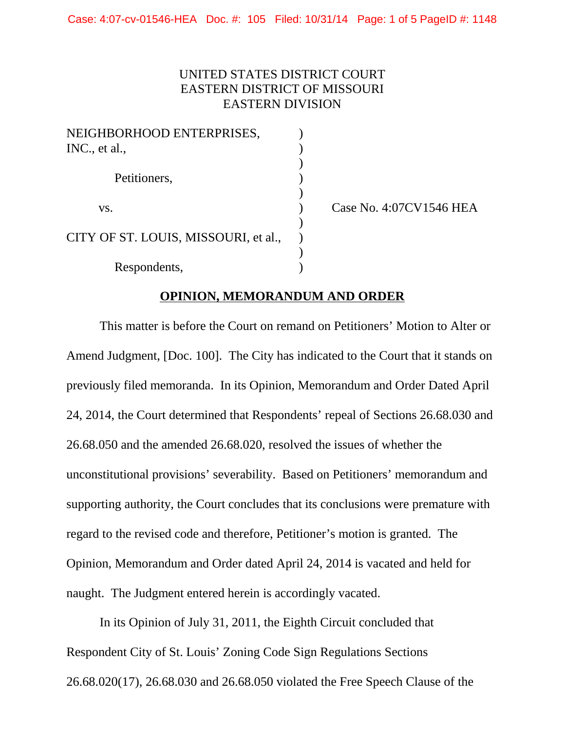UNITED STATES DISTRICT COURT
EASTERN DISTRICT OF MISSOURI
EASTERN DIVISION

NEIGHBORHOOD ENTERPRISES, INC., et al.,

Petitioners,

vs.

CITY OF ST. LOUIS, MISSOURI, et al.,

Respondents,

Case No. 4:07CV1546 HEA

**OPINION, MEMORANDUM AND ORDER**

This matter is before the Court on remand on Petitioners' Motion to Alter or Amend Judgment, [Doc. 100]. The City has indicated to the Court that it stands on previously filed memoranda. In its Opinion, Memorandum and Order Dated April 24, 2014, the Court determined that Respondents' repeal of Sections 26.68.030 and 26.68.050 and the amended 26.68.020, resolved the issues of whether the unconstitutional provisions' severability. Based on Petitioners' memorandum and supporting authority, the Court concludes that its conclusions were premature with regard to the revised code and therefore, Petitioner's motion is granted. The Opinion, Memorandum and Order dated April 24, 2014 is vacated and held for naught. The Judgment entered herein is accordingly vacated.

In its Opinion of July 31, 2011, the Eighth Circuit concluded that Respondent City of St. Louis' Zoning Code Sign Regulations Sections 26.68.020(17), 26.68.030 and 26.68.050 violated the Free Speech Clause of the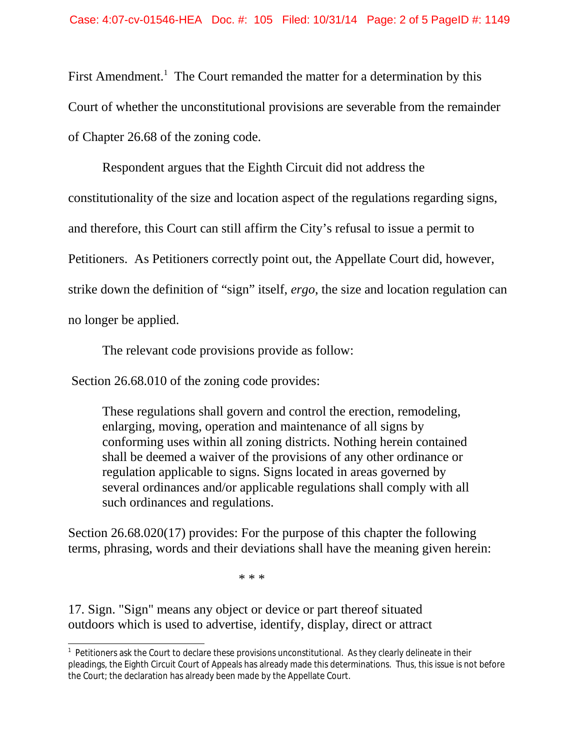First Amendment.[1] The Court remanded the matter for a determination by this Court of whether the unconstitutional provisions are severable from the remainder of Chapter 26.68 of the zoning code.

Respondent argues that the Eighth Circuit did not address the constitutionality of the size and location aspect of the regulations regarding signs, and therefore, this Court can still affirm the City's refusal to issue a permit to Petitioners. As Petitioners correctly point out, the Appellate Court did, however, strike down the definition of "sign" itself, *ergo*, the size and location regulation can no longer be applied.

The relevant code provisions provide as follow:

Section 26.68.010 of the zoning code provides:

> These regulations shall govern and control the erection, remodeling, enlarging, moving, operation and maintenance of all signs by conforming uses within all zoning districts. Nothing herein contained shall be deemed a waiver of the provisions of any other ordinance or regulation applicable to signs. Signs located in areas governed by several ordinances and/or applicable regulations shall comply with all such ordinances and regulations.

Section 26.68.020(17) provides: For the purpose of this chapter the following terms, phrasing, words and their deviations shall have the meaning given herein:

\* \* \*

17. Sign. "Sign" means any object or device or part thereof situated outdoors which is used to advertise, identify, display, direct or attract

---

[1] Petitioners ask the Court to declare these provisions unconstitutional. As they clearly delineate in their pleadings, the Eighth Circuit Court of Appeals has already made this determinations. Thus, this issue is not before the Court; the declaration has already been made by the Appellate Court.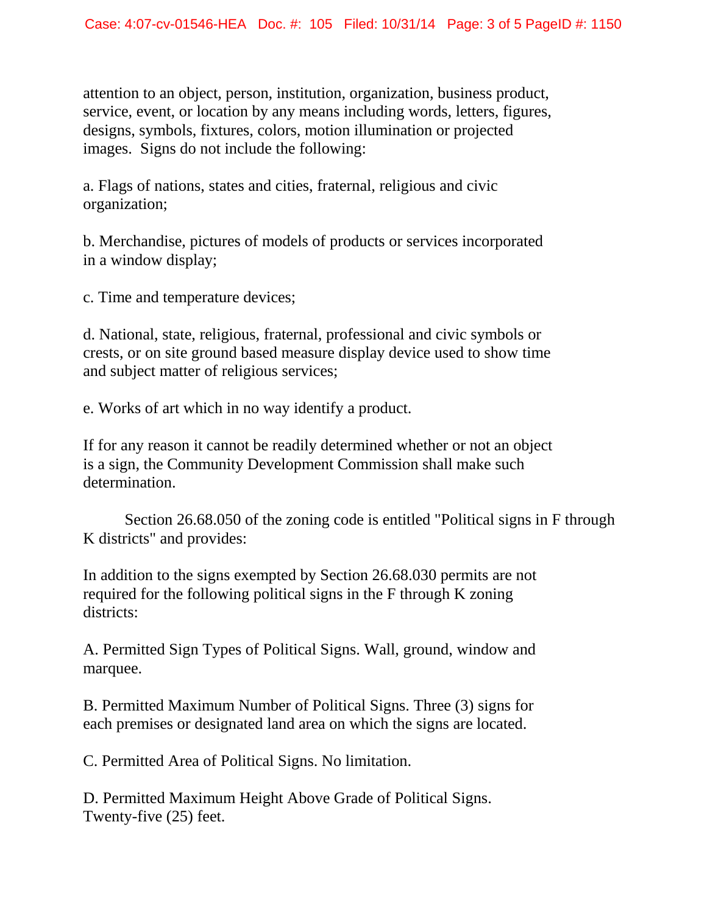attention to an object, person, institution, organization, business product, service, event, or location by any means including words, letters, figures, designs, symbols, fixtures, colors, motion illumination or projected images. Signs do not include the following:

a. Flags of nations, states and cities, fraternal, religious and civic organization;

b. Merchandise, pictures of models of products or services incorporated in a window display;

c. Time and temperature devices;

d. National, state, religious, fraternal, professional and civic symbols or crests, or on site ground based measure display device used to show time and subject matter of religious services;

e. Works of art which in no way identify a product.

If for any reason it cannot be readily determined whether or not an object is a sign, the Community Development Commission shall make such determination.

Section 26.68.050 of the zoning code is entitled "Political signs in F through K districts" and provides:

In addition to the signs exempted by Section 26.68.030 permits are not required for the following political signs in the F through K zoning districts:

A. Permitted Sign Types of Political Signs. Wall, ground, window and marquee.

B. Permitted Maximum Number of Political Signs. Three (3) signs for each premises or designated land area on which the signs are located.

C. Permitted Area of Political Signs. No limitation.

D. Permitted Maximum Height Above Grade of Political Signs. Twenty-five (25) feet.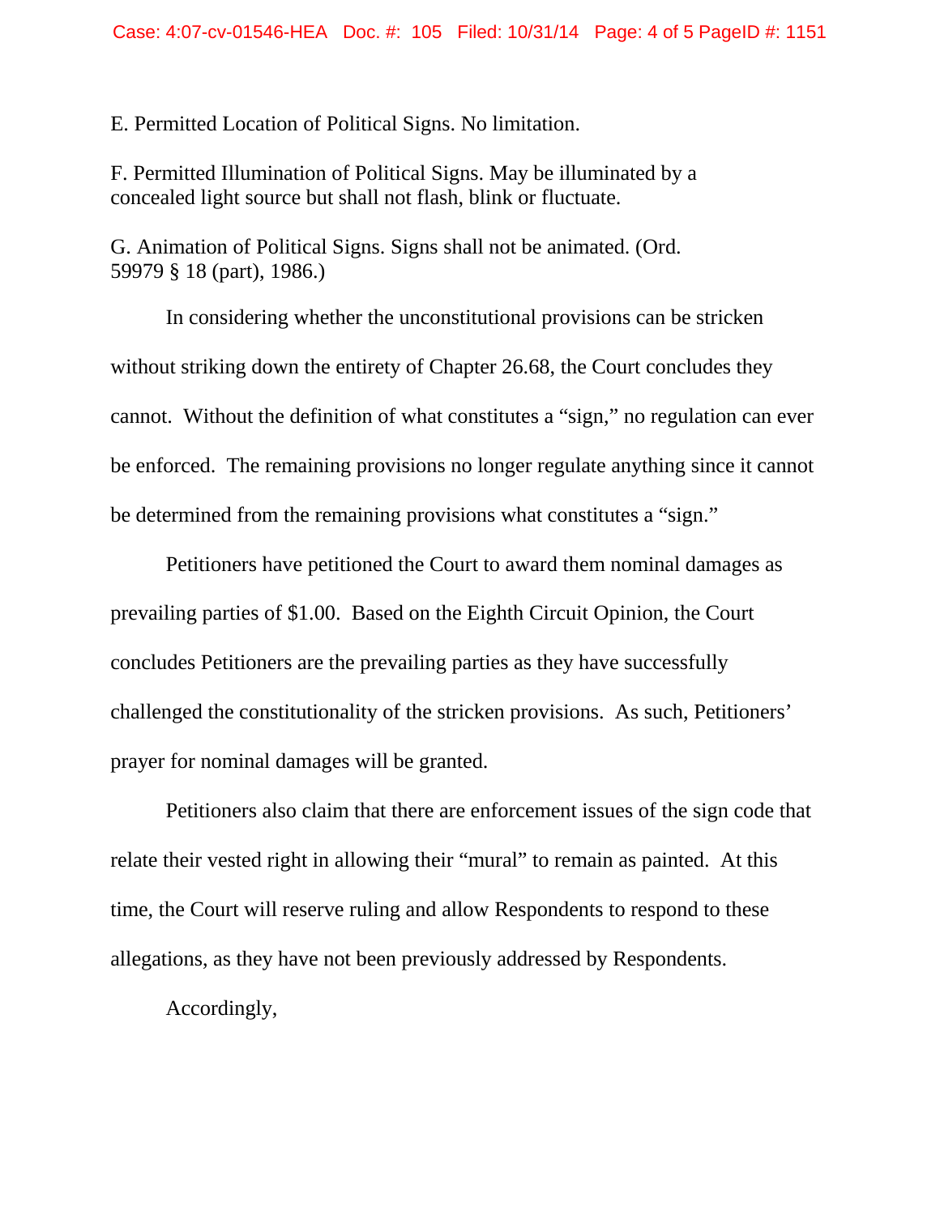E. Permitted Location of Political Signs. No limitation.

F. Permitted Illumination of Political Signs. May be illuminated by a concealed light source but shall not flash, blink or fluctuate.

G. Animation of Political Signs. Signs shall not be animated. (Ord. 59979 § 18 (part), 1986.)

In considering whether the unconstitutional provisions can be stricken without striking down the entirety of Chapter 26.68, the Court concludes they cannot. Without the definition of what constitutes a "sign," no regulation can ever be enforced. The remaining provisions no longer regulate anything since it cannot be determined from the remaining provisions what constitutes a "sign."

Petitioners have petitioned the Court to award them nominal damages as prevailing parties of $1.00. Based on the Eighth Circuit Opinion, the Court concludes Petitioners are the prevailing parties as they have successfully challenged the constitutionality of the stricken provisions. As such, Petitioners' prayer for nominal damages will be granted.

Petitioners also claim that there are enforcement issues of the sign code that relate their vested right in allowing their "mural" to remain as painted. At this time, the Court will reserve ruling and allow Respondents to respond to these allegations, as they have not been previously addressed by Respondents.

Accordingly,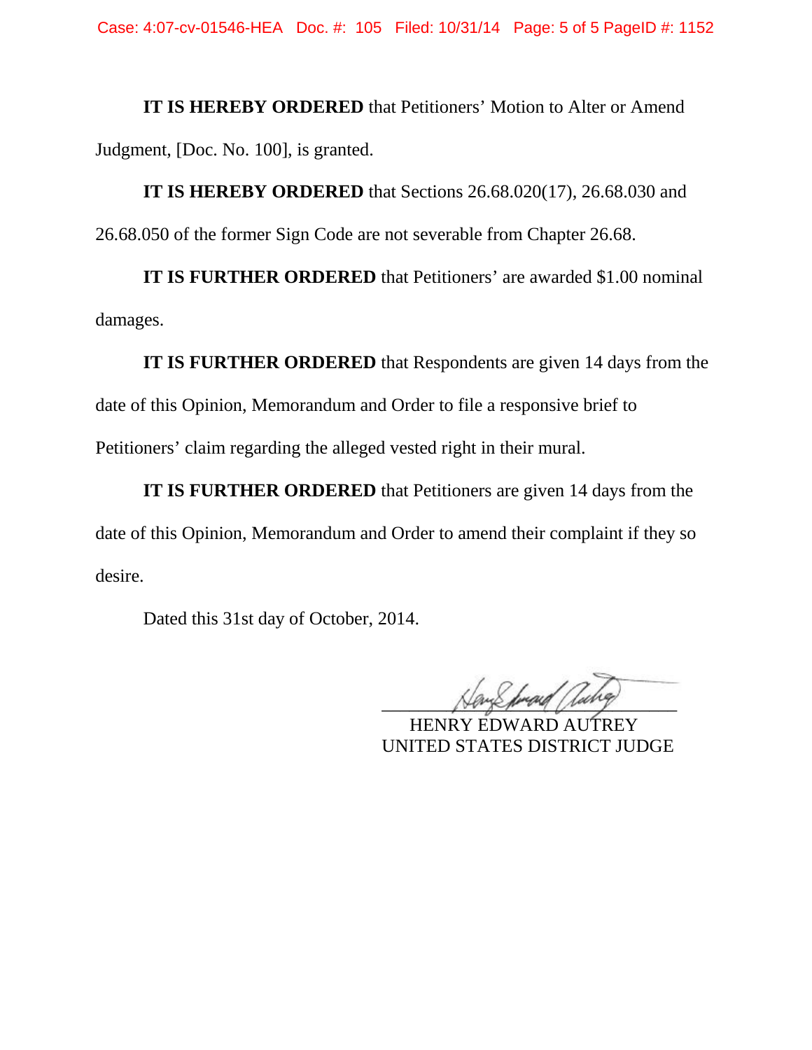**IT IS HEREBY ORDERED** that Petitioners' Motion to Alter or Amend Judgment, [Doc. No. 100], is granted.

**IT IS HEREBY ORDERED** that Sections 26.68.020(17), 26.68.030 and 26.68.050 of the former Sign Code are not severable from Chapter 26.68.

**IT IS FURTHER ORDERED** that Petitioners' are awarded $1.00 nominal damages.

**IT IS FURTHER ORDERED** that Respondents are given 14 days from the date of this Opinion, Memorandum and Order to file a responsive brief to Petitioners' claim regarding the alleged vested right in their mural.

**IT IS FURTHER ORDERED** that Petitioners are given 14 days from the date of this Opinion, Memorandum and Order to amend their complaint if they so desire.

Dated this 31st day of October, 2014.

HENRY EDWARD AUTREY
UNITED STATES DISTRICT JUDGE